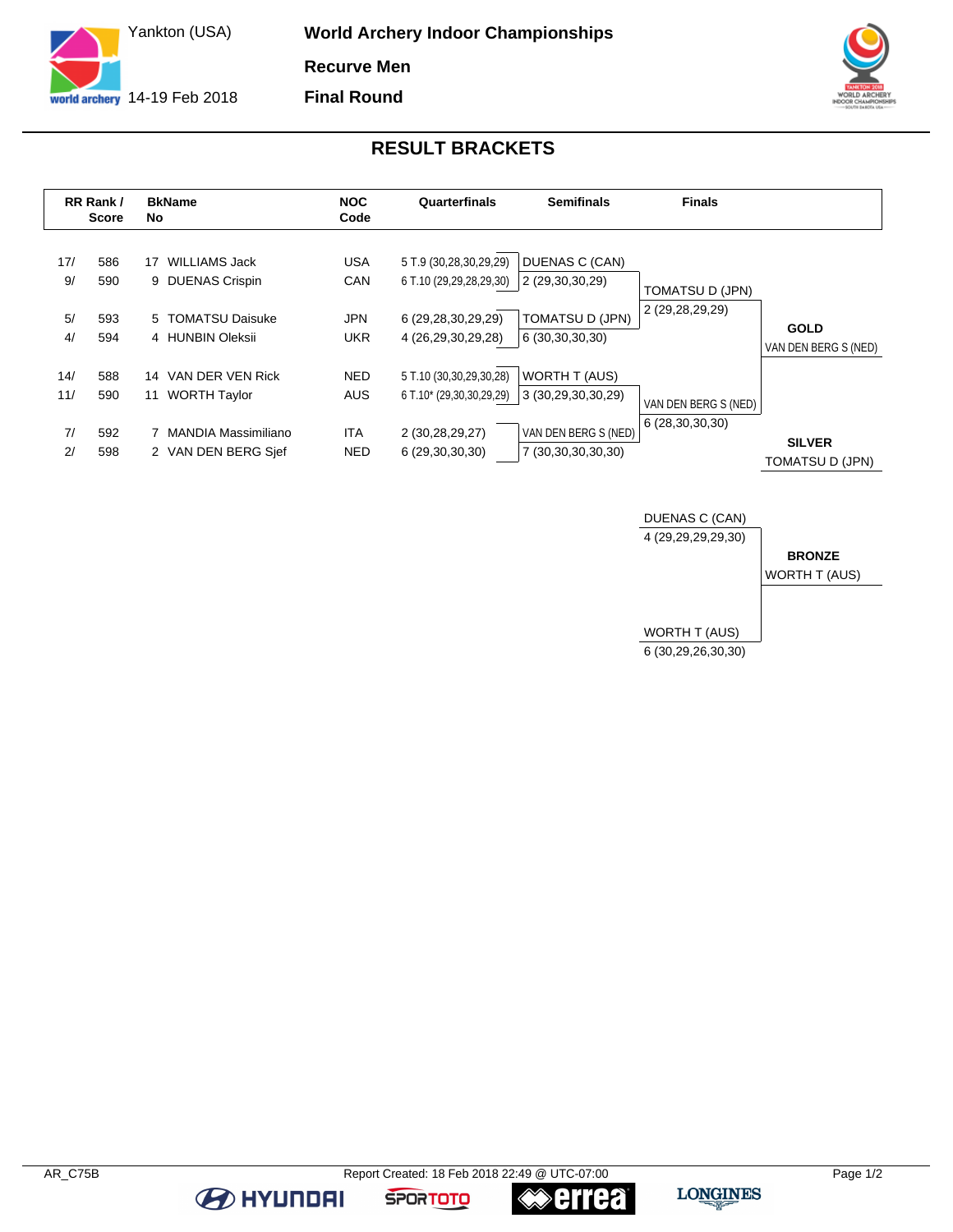# World Archery Indoor Championships

Yankton (USA)

14-19 Feb 2018

**Recurve Men**

**Final Round**

## RESULT BRACKETS

| RR Rank / Score | | BkName No | | NOC Code | Quarterfinals | Semifinals | Finals | |
|---|---|---|---|---|---|---|---|---|
| 17/ | 586 | 17 | WILLIAMS Jack | USA | 5 T.9 (30,28,30,29,29) | DUENAS C (CAN) | | |
| 9/ | 590 | 9 | DUENAS Crispin | CAN | 6 T.10 (29,29,28,29,30) | 2 (29,30,30,29) | TOMATSU D (JPN) | |
| 5/ | 593 | 5 | TOMATSU Daisuke | JPN | 6 (29,28,30,29,29) | TOMATSU D (JPN) | 2 (29,28,29,29) | **GOLD** |
| 4/ | 594 | 4 | HUNBIN Oleksii | UKR | 4 (26,29,30,29,28) | 6 (30,30,30,30) | | VAN DEN BERG S (NED) |
| 14/ | 588 | 14 | VAN DER VEN Rick | NED | 5 T.10 (30,30,29,30,28) | WORTH T (AUS) | | |
| 11/ | 590 | 11 | WORTH Taylor | AUS | 6 T.10* (29,30,30,29,29) | 3 (30,29,30,30,29) | VAN DEN BERG S (NED) | |
| 7/ | 592 | 7 | MANDIA Massimiliano | ITA | 2 (30,28,29,27) | VAN DEN BERG S (NED) | 6 (28,30,30,30) | **SILVER** |
| 2/ | 598 | 2 | VAN DEN BERG Sjef | NED | 6 (29,30,30,30) | 7 (30,30,30,30,30) | | TOMATSU D (JPN) |

**Bronze Match**

| Finals | |
|---|---|
| DUENAS C (CAN) | |
| 4 (29,29,29,29,30) | **BRONZE** |
| | WORTH T (AUS) |
| WORTH T (AUS) | |
| 6 (30,29,26,30,30) | |

AR_C75B

Report Created: 18 Feb 2018 22:49 @ UTC-07:00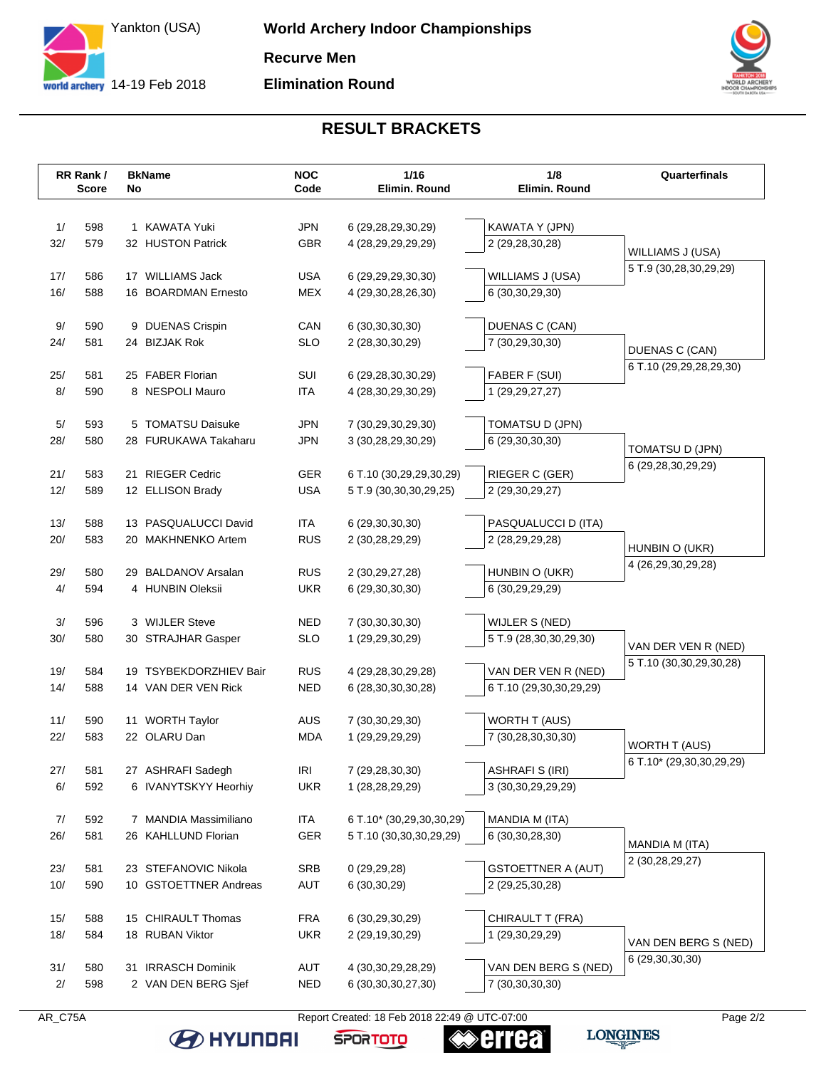World Archery Indoor Championships

Recurve Men

Elimination Round

Yankton (USA)
14-19 Feb 2018

## RESULT BRACKETS

| RR Rank / | Score | BkName No | | NOC Code | 1/16 Elimin. Round | 1/8 Elimin. Round | Quarterfinals |
|---|---|---|---|---|---|---|---|
| 1/ | 598 | 1 | KAWATA Yuki | JPN | 6 (29,28,29,30,29) | KAWATA Y (JPN) | |
| 32/ | 579 | 32 | HUSTON Patrick | GBR | 4 (28,29,29,29,29) | 2 (29,28,30,28) | WILLIAMS J (USA) |
| | | | | | | | 5 T.9 (30,28,30,29,29) |
| 17/ | 586 | 17 | WILLIAMS Jack | USA | 6 (29,29,29,30,30) | WILLIAMS J (USA) | |
| 16/ | 588 | 16 | BOARDMAN Ernesto | MEX | 4 (29,30,28,26,30) | 6 (30,30,29,30) | |
| 9/ | 590 | 9 | DUENAS Crispin | CAN | 6 (30,30,30,30) | DUENAS C (CAN) | |
| 24/ | 581 | 24 | BIZJAK Rok | SLO | 2 (28,30,30,29) | 7 (30,29,30,30) | DUENAS C (CAN) |
| | | | | | | | 6 T.10 (29,29,28,29,30) |
| 25/ | 581 | 25 | FABER Florian | SUI | 6 (29,28,30,30,29) | FABER F (SUI) | |
| 8/ | 590 | 8 | NESPOLI Mauro | ITA | 4 (28,30,29,30,29) | 1 (29,29,27,27) | |
| 5/ | 593 | 5 | TOMATSU Daisuke | JPN | 7 (30,29,30,29,30) | TOMATSU D (JPN) | |
| 28/ | 580 | 28 | FURUKAWA Takaharu | JPN | 3 (30,28,29,30,29) | 6 (29,30,30,30) | TOMATSU D (JPN) |
| | | | | | | | 6 (29,28,30,29,29) |
| 21/ | 583 | 21 | RIEGER Cedric | GER | 6 T.10 (30,29,29,30,29) | RIEGER C (GER) | |
| 12/ | 589 | 12 | ELLISON Brady | USA | 5 T.9 (30,30,30,29,25) | 2 (29,30,29,27) | |
| 13/ | 588 | 13 | PASQUALUCCI David | ITA | 6 (29,30,30,30) | PASQUALUCCI D (ITA) | |
| 20/ | 583 | 20 | MAKHNENKO Artem | RUS | 2 (30,28,29,29) | 2 (28,29,29,28) | HUNBIN O (UKR) |
| | | | | | | | 4 (26,29,30,29,28) |
| 29/ | 580 | 29 | BALDANOV Arsalan | RUS | 2 (30,29,27,28) | HUNBIN O (UKR) | |
| 4/ | 594 | 4 | HUNBIN Oleksii | UKR | 6 (29,30,30,30) | 6 (30,29,29,29) | |
| 3/ | 596 | 3 | WIJLER Steve | NED | 7 (30,30,30,30) | WIJLER S (NED) | |
| 30/ | 580 | 30 | STRAJHAR Gasper | SLO | 1 (29,29,30,29) | 5 T.9 (28,30,30,29,30) | VAN DER VEN R (NED) |
| | | | | | | | 5 T.10 (30,30,29,30,28) |
| 19/ | 584 | 19 | TSYBEKDORZHIEV Bair | RUS | 4 (29,28,30,29,28) | VAN DER VEN R (NED) | |
| 14/ | 588 | 14 | VAN DER VEN Rick | NED | 6 (28,30,30,30,28) | 6 T.10 (29,30,30,29,29) | |
| 11/ | 590 | 11 | WORTH Taylor | AUS | 7 (30,30,29,30) | WORTH T (AUS) | |
| 22/ | 583 | 22 | OLARU Dan | MDA | 1 (29,29,29,29) | 7 (30,28,30,30,30) | WORTH T (AUS) |
| | | | | | | | 6 T.10* (29,30,30,29,29) |
| 27/ | 581 | 27 | ASHRAFI Sadegh | IRI | 7 (29,28,30,30) | ASHRAFI S (IRI) | |
| 6/ | 592 | 6 | IVANYTSKYY Heorhiy | UKR | 1 (28,28,29,29) | 3 (30,30,29,29,29) | |
| 7/ | 592 | 7 | MANDIA Massimiliano | ITA | 6 T.10* (30,29,30,30,29) | MANDIA M (ITA) | |
| 26/ | 581 | 26 | KAHLLUND Florian | GER | 5 T.10 (30,30,30,29,29) | 6 (30,30,28,30) | MANDIA M (ITA) |
| | | | | | | | 2 (30,28,29,27) |
| 23/ | 581 | 23 | STEFANOVIC Nikola | SRB | 0 (29,29,28) | GSTOETTNER A (AUT) | |
| 10/ | 590 | 10 | GSTOETTNER Andreas | AUT | 6 (30,30,29) | 2 (29,25,30,28) | |
| 15/ | 588 | 15 | CHIRAULT Thomas | FRA | 6 (30,29,30,29) | CHIRAULT T (FRA) | |
| 18/ | 584 | 18 | RUBAN Viktor | UKR | 2 (29,19,30,29) | 1 (29,30,29,29) | VAN DEN BERG S (NED) |
| | | | | | | | 6 (29,30,30,30) |
| 31/ | 580 | 31 | IRRASCH Dominik | AUT | 4 (30,30,29,28,29) | VAN DEN BERG S (NED) | |
| 2/ | 598 | 2 | VAN DEN BERG Sjef | NED | 6 (30,30,30,27,30) | 7 (30,30,30,30) | |

AR_C75A    Report Created: 18 Feb 2018 22:49 @ UTC-07:00